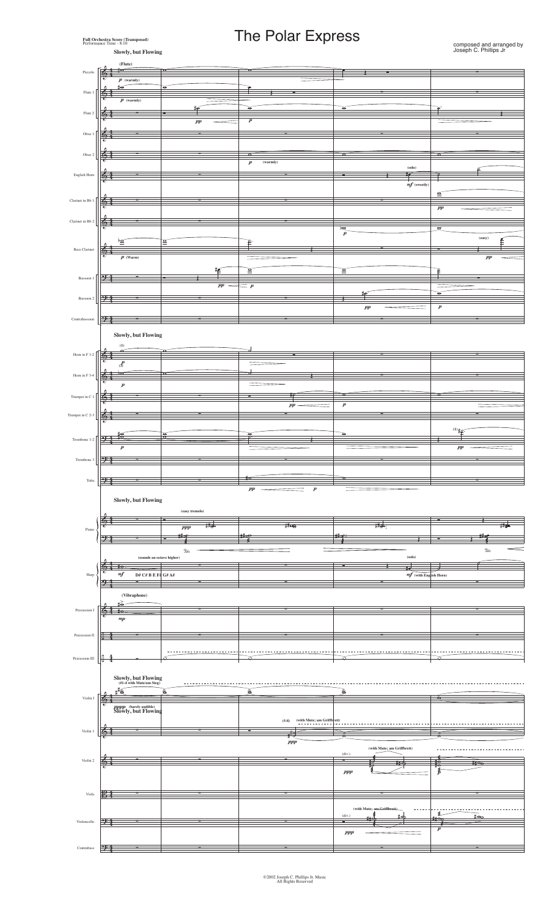**Full Orchestra Score (Transposed)**
Performance Time - 8:10

# The Polar Express

composed and arranged by
Joseph C. Phillips Jr

**Slowly, but Flowing**

©2002 Joseph C. Phillips Jr. Music
All Rights Reserved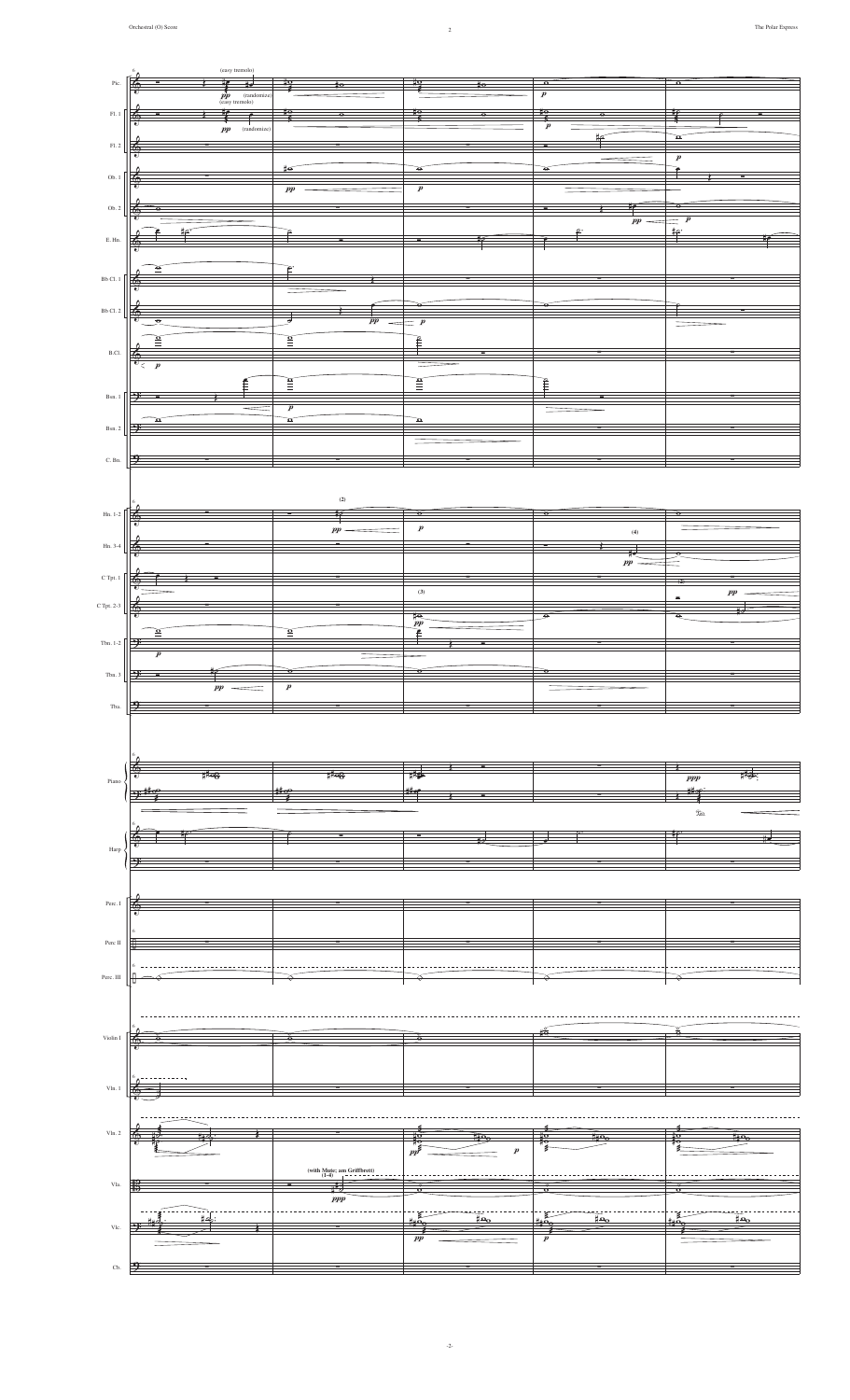Pic.

(easy tremolo)

*pp* (randomize)

(easy tremolo)

Fl. 1

*pp* (randomize)

Fl. 2

Ob. 1

Ob. 2

E. Hn.

Bb Cl. 1

Bb Cl. 2

B.Cl.

Bsn. 1

Bsn. 2

C. Bn.

Hn. 1-2

(2)

Hn. 3-4

(4)

C Tpt. 1

(3)

C Tpt. 2-3

Tbn. 1-2

Tbn. 3

Tba.

Piano

Harp

Perc. I

Perc II

Perc. III

Violin I

Vln. 1

Vln. 2

Vla.

(with Mute; am Griffbrett)

(1-4)

Vlc.

Cb.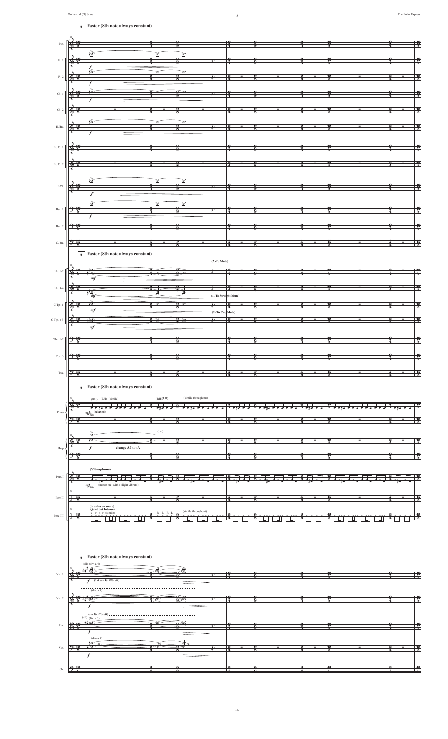**A** **Faster (8th note always constant)**

Picc.
Fl. 1
Fl. 2
Ob. 1
Ob. 2
E. Hn.
Bb Cl. 1
Bb Cl. 2
B.Cl.
Bsn. 1
Bsn. 2
C. Bn.

**A** **Faster (8th note always constant)**

(2.-To Mute)

Hn. 1-2
Hn. 3-4

(1.-To Straight Mute)

C Tpt. 1

(2.-To Cup Mute)

C Tpt. 2-3
Tbn. 1-2
Tbn. 3
Tba.

**A** **Faster (8th note always constant)**

(RH) (LH) (simile) (RH)(LH) (simile throughout)

Piano

*mf* (relaxed)

(l.v.)

Harp

change A♯ to: A

**(Vibraphone)**

Perc. I

*mf* (motor on--with a slight vibrato)

Perc II

**(brushes on snare)**
**(Quiet but Intense)**
R R L R (simile) R L R L (simile throughout)

Perc. III

**A** **Faster (8th note always constant)**

(all) (div. a 4)

Vln. 1

*f* **(1-4 am Griffbrett)**

(div. a 4)

Vln. 2

(am Griffbrett)
(all) (div. a 3)

Vla.

(div. a 4)

Vlc.

Cb.